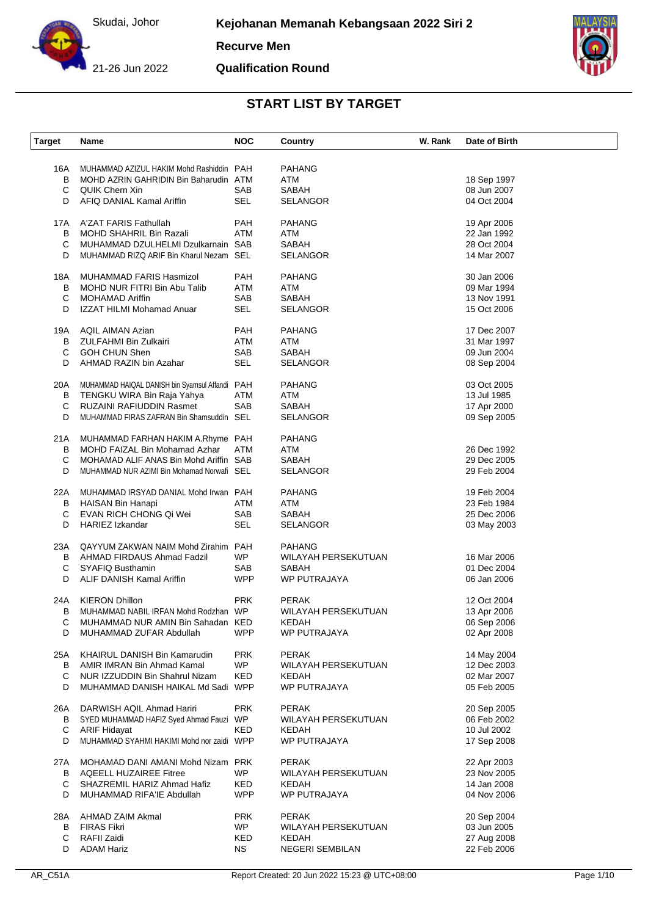Skudai, Johor

**Kejohanan Memanah Kebangsaan 2022 Siri 2**

**Recurve Men**

21-26 Jun 2022

**Qualification Round**

## START LIST BY TARGET

| Target | Name | NOC | Country | W. Rank | Date of Birth |
|---|---|---|---|---|---|
| 16A | MUHAMMAD AZIZUL HAKIM Mohd Rashiddin | PAH | PAHANG | | |
| B | MOHD AZRIN GAHRIDIN Bin Baharudin | ATM | ATM | | 18 Sep 1997 |
| C | QUIK Chern Xin | SAB | SABAH | | 08 Jun 2007 |
| D | AFIQ DANIAL Kamal Ariffin | SEL | SELANGOR | | 04 Oct 2004 |
| 17A | A'ZAT FARIS Fathullah | PAH | PAHANG | | 19 Apr 2006 |
| B | MOHD SHAHRIL Bin Razali | ATM | ATM | | 22 Jan 1992 |
| C | MUHAMMAD DZULHELMI Dzulkarnain | SAB | SABAH | | 28 Oct 2004 |
| D | MUHAMMAD RIZQ ARIF Bin Kharul Nezam | SEL | SELANGOR | | 14 Mar 2007 |
| 18A | MUHAMMAD FARIS Hasmizol | PAH | PAHANG | | 30 Jan 2006 |
| B | MOHD NUR FITRI Bin Abu Talib | ATM | ATM | | 09 Mar 1994 |
| C | MOHAMAD Ariffin | SAB | SABAH | | 13 Nov 1991 |
| D | IZZAT HILMI Mohamad Anuar | SEL | SELANGOR | | 15 Oct 2006 |
| 19A | AQIL AIMAN Azian | PAH | PAHANG | | 17 Dec 2007 |
| B | ZULFAHMI Bin Zulkairi | ATM | ATM | | 31 Mar 1997 |
| C | GOH CHUN Shen | SAB | SABAH | | 09 Jun 2004 |
| D | AHMAD RAZIN bin Azahar | SEL | SELANGOR | | 08 Sep 2004 |
| 20A | MUHAMMAD HAIQAL DANISH bin Syamsul Affandi | PAH | PAHANG | | 03 Oct 2005 |
| B | TENGKU WIRA Bin Raja Yahya | ATM | ATM | | 13 Jul 1985 |
| C | RUZAINI RAFIUDDIN Rasmet | SAB | SABAH | | 17 Apr 2000 |
| D | MUHAMMAD FIRAS ZAFRAN Bin Shamsuddin | SEL | SELANGOR | | 09 Sep 2005 |
| 21A | MUHAMMAD FARHAN HAKIM A.Rhyme | PAH | PAHANG | | |
| B | MOHD FAIZAL Bin Mohamad Azhar | ATM | ATM | | 26 Dec 1992 |
| C | MOHAMAD ALIF ANAS Bin Mohd Ariffin | SAB | SABAH | | 29 Dec 2005 |
| D | MUHAMMAD NUR AZIMI Bin Mohamad Norwafi | SEL | SELANGOR | | 29 Feb 2004 |
| 22A | MUHAMMAD IRSYAD DANIAL Mohd Irwan | PAH | PAHANG | | 19 Feb 2004 |
| B | HAISAN Bin Hanapi | ATM | ATM | | 23 Feb 1984 |
| C | EVAN RICH CHONG Qi Wei | SAB | SABAH | | 25 Dec 2006 |
| D | HARIEZ Izkandar | SEL | SELANGOR | | 03 May 2003 |
| 23A | QAYYUM ZAKWAN NAIM Mohd Zirahim | PAH | PAHANG | | |
| B | AHMAD FIRDAUS Ahmad Fadzil | WP | WILAYAH PERSEKUTUAN | | 16 Mar 2006 |
| C | SYAFIQ Busthamin | SAB | SABAH | | 01 Dec 2004 |
| D | ALIF DANISH Kamal Ariffin | WPP | WP PUTRAJAYA | | 06 Jan 2006 |
| 24A | KIERON Dhillon | PRK | PERAK | | 12 Oct 2004 |
| B | MUHAMMAD NABIL IRFAN Mohd Rodzhan | WP | WILAYAH PERSEKUTUAN | | 13 Apr 2006 |
| C | MUHAMMAD NUR AMIN Bin Sahadan | KED | KEDAH | | 06 Sep 2006 |
| D | MUHAMMAD ZUFAR Abdullah | WPP | WP PUTRAJAYA | | 02 Apr 2008 |
| 25A | KHAIRUL DANISH Bin Kamarudin | PRK | PERAK | | 14 May 2004 |
| B | AMIR IMRAN Bin Ahmad Kamal | WP | WILAYAH PERSEKUTUAN | | 12 Dec 2003 |
| C | NUR IZZUDDIN Bin Shahrul Nizam | KED | KEDAH | | 02 Mar 2007 |
| D | MUHAMMAD DANISH HAIKAL Md Sadi | WPP | WP PUTRAJAYA | | 05 Feb 2005 |
| 26A | DARWISH AQIL Ahmad Hariri | PRK | PERAK | | 20 Sep 2005 |
| B | SYED MUHAMMAD HAFIZ Syed Ahmad Fauzi | WP | WILAYAH PERSEKUTUAN | | 06 Feb 2002 |
| C | ARIF Hidayat | KED | KEDAH | | 10 Jul 2002 |
| D | MUHAMMAD SYAHMI HAKIMI Mohd nor zaidi | WPP | WP PUTRAJAYA | | 17 Sep 2008 |
| 27A | MOHAMAD DANI AMANI Mohd Nizam | PRK | PERAK | | 22 Apr 2003 |
| B | AQEELL HUZAIREE Fitree | WP | WILAYAH PERSEKUTUAN | | 23 Nov 2005 |
| C | SHAZREMIL HARIZ Ahmad Hafiz | KED | KEDAH | | 14 Jan 2008 |
| D | MUHAMMAD RIFA'IE Abdullah | WPP | WP PUTRAJAYA | | 04 Nov 2006 |
| 28A | AHMAD ZAIM Akmal | PRK | PERAK | | 20 Sep 2004 |
| B | FIRAS Fikri | WP | WILAYAH PERSEKUTUAN | | 03 Jun 2005 |
| C | RAFII Zaidi | KED | KEDAH | | 27 Aug 2008 |
| D | ADAM Hariz | NS | NEGERI SEMBILAN | | 22 Feb 2006 |

AR_C51A Report Created: 20 Jun 2022 15:23 @ UTC+08:00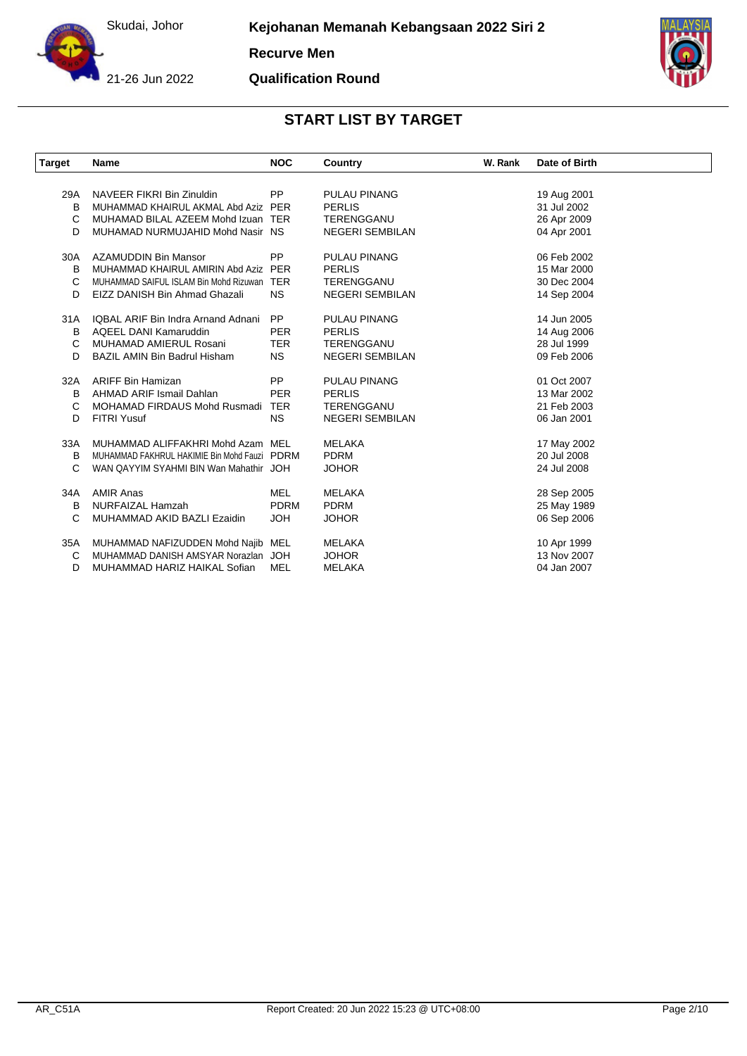Skudai, Johor

21-26 Jun 2022

**Kejohanan Memanah Kebangsaan 2022 Siri 2**

**Recurve Men**

**Qualification Round**

## START LIST BY TARGET

| Target | Name | NOC | Country | W. Rank | Date of Birth |
|---|---|---|---|---|---|
| 29A | NAVEER FIKRI Bin Zinuldin | PP | PULAU PINANG | | 19 Aug 2001 |
| B | MUHAMMAD KHAIRUL AKMAL Abd Aziz | PER | PERLIS | | 31 Jul 2002 |
| C | MUHAMAD BILAL AZEEM Mohd Izuan | TER | TERENGGANU | | 26 Apr 2009 |
| D | MUHAMAD NURMUJAHID Mohd Nasir | NS | NEGERI SEMBILAN | | 04 Apr 2001 |
| 30A | AZAMUDDIN Bin Mansor | PP | PULAU PINANG | | 06 Feb 2002 |
| B | MUHAMMAD KHAIRUL AMIRIN Abd Aziz | PER | PERLIS | | 15 Mar 2000 |
| C | MUHAMMAD SAIFUL ISLAM Bin Mohd Rizuwan | TER | TERENGGANU | | 30 Dec 2004 |
| D | EIZZ DANISH Bin Ahmad Ghazali | NS | NEGERI SEMBILAN | | 14 Sep 2004 |
| 31A | IQBAL ARIF Bin Indra Arnand Adnani | PP | PULAU PINANG | | 14 Jun 2005 |
| B | AQEEL DANI Kamaruddin | PER | PERLIS | | 14 Aug 2006 |
| C | MUHAMAD AMIERUL Rosani | TER | TERENGGANU | | 28 Jul 1999 |
| D | BAZIL AMIN Bin Badrul Hisham | NS | NEGERI SEMBILAN | | 09 Feb 2006 |
| 32A | ARIFF Bin Hamizan | PP | PULAU PINANG | | 01 Oct 2007 |
| B | AHMAD ARIF Ismail Dahlan | PER | PERLIS | | 13 Mar 2002 |
| C | MOHAMAD FIRDAUS Mohd Rusmadi | TER | TERENGGANU | | 21 Feb 2003 |
| D | FITRI Yusuf | NS | NEGERI SEMBILAN | | 06 Jan 2001 |
| 33A | MUHAMMAD ALIFFAKHRI Mohd Azam | MEL | MELAKA | | 17 May 2002 |
| B | MUHAMMAD FAKHRUL HAKIMIE Bin Mohd Fauzi | PDRM | PDRM | | 20 Jul 2008 |
| C | WAN QAYYIM SYAHMI BIN Wan Mahathir | JOH | JOHOR | | 24 Jul 2008 |
| 34A | AMIR Anas | MEL | MELAKA | | 28 Sep 2005 |
| B | NURFAIZAL Hamzah | PDRM | PDRM | | 25 May 1989 |
| C | MUHAMMAD AKID BAZLI Ezaidin | JOH | JOHOR | | 06 Sep 2006 |
| 35A | MUHAMMAD NAFIZUDDEN Mohd Najib | MEL | MELAKA | | 10 Apr 1999 |
| C | MUHAMMAD DANISH AMSYAR Norazlan | JOH | JOHOR | | 13 Nov 2007 |
| D | MUHAMMAD HARIZ HAIKAL Sofian | MEL | MELAKA | | 04 Jan 2007 |

AR_C51A    Report Created: 20 Jun 2022 15:23 @ UTC+08:00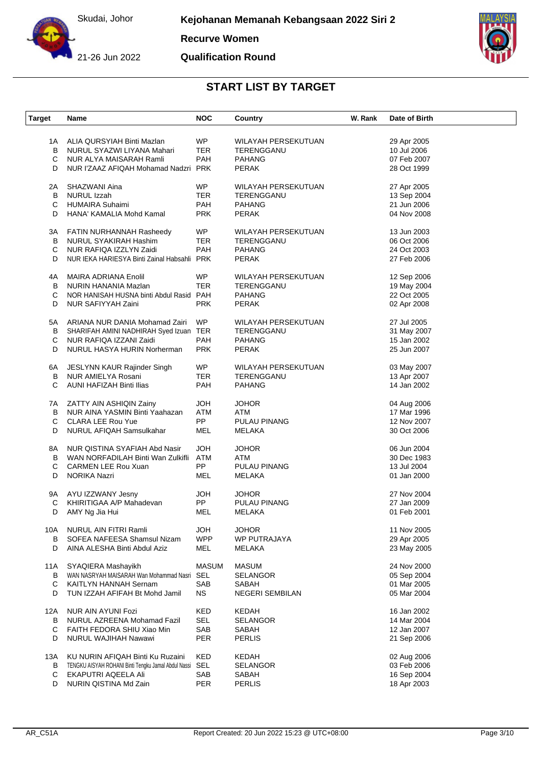Skudai, Johor

21-26 Jun 2022

**Kejohanan Memanah Kebangsaan 2022 Siri 2**

**Recurve Women**

**Qualification Round**

## START LIST BY TARGET

| Target | Name | NOC | Country | W. Rank | Date of Birth |
|---|---|---|---|---|---|
| 1A | ALIA QURSYIAH Binti Mazlan | WP | WILAYAH PERSEKUTUAN | | 29 Apr 2005 |
| B | NURUL SYAZWI LIYANA Mahari | TER | TERENGGANU | | 10 Jul 2006 |
| C | NUR ALYA MAISARAH Ramli | PAH | PAHANG | | 07 Feb 2007 |
| D | NUR I'ZAAZ AFIQAH Mohamad Nadzri | PRK | PERAK | | 28 Oct 1999 |
| 2A | SHAZWANI Aina | WP | WILAYAH PERSEKUTUAN | | 27 Apr 2005 |
| B | NURUL Izzah | TER | TERENGGANU | | 13 Sep 2004 |
| C | HUMAIRA Suhaimi | PAH | PAHANG | | 21 Jun 2006 |
| D | HANA' KAMALIA Mohd Kamal | PRK | PERAK | | 04 Nov 2008 |
| 3A | FATIN NURHANNAH Rasheedy | WP | WILAYAH PERSEKUTUAN | | 13 Jun 2003 |
| B | NURUL SYAKIRAH Hashim | TER | TERENGGANU | | 06 Oct 2006 |
| C | NUR RAFIQA IZZLYN Zaidi | PAH | PAHANG | | 24 Oct 2003 |
| D | NUR IEKA HARIESYA Binti Zainal Habsahli | PRK | PERAK | | 27 Feb 2006 |
| 4A | MAIRA ADRIANA Enolil | WP | WILAYAH PERSEKUTUAN | | 12 Sep 2006 |
| B | NURIN HANANIA Mazlan | TER | TERENGGANU | | 19 May 2004 |
| C | NOR HANISAH HUSNA binti Abdul Rasid | PAH | PAHANG | | 22 Oct 2005 |
| D | NUR SAFIYYAH Zaini | PRK | PERAK | | 02 Apr 2008 |
| 5A | ARIANA NUR DANIA Mohamad Zairi | WP | WILAYAH PERSEKUTUAN | | 27 Jul 2005 |
| B | SHARIFAH AMINI NADHIRAH Syed Izuan | TER | TERENGGANU | | 31 May 2007 |
| C | NUR RAFIQA IZZANI Zaidi | PAH | PAHANG | | 15 Jan 2002 |
| D | NURUL HASYA HURIN Norherman | PRK | PERAK | | 25 Jun 2007 |
| 6A | JESLYNN KAUR Rajinder Singh | WP | WILAYAH PERSEKUTUAN | | 03 May 2007 |
| B | NUR AMIELYA Rosani | TER | TERENGGANU | | 13 Apr 2007 |
| C | AUNI HAFIZAH Binti Ilias | PAH | PAHANG | | 14 Jan 2002 |
| 7A | ZATTY AIN ASHIQIN Zainy | JOH | JOHOR | | 04 Aug 2006 |
| B | NUR AINA YASMIN Binti Yaahazan | ATM | ATM | | 17 Mar 1996 |
| C | CLARA LEE Rou Yue | PP | PULAU PINANG | | 12 Nov 2007 |
| D | NURUL AFIQAH Samsulkahar | MEL | MELAKA | | 30 Oct 2006 |
| 8A | NUR QISTINA SYAFIAH Abd Nasir | JOH | JOHOR | | 06 Jun 2004 |
| B | WAN NORFADILAH Binti Wan Zulkifli | ATM | ATM | | 30 Dec 1983 |
| C | CARMEN LEE Rou Xuan | PP | PULAU PINANG | | 13 Jul 2004 |
| D | NORIKA Nazri | MEL | MELAKA | | 01 Jan 2000 |
| 9A | AYU IZZWANY Jesny | JOH | JOHOR | | 27 Nov 2004 |
| C | KHIRITIGAA A/P Mahadevan | PP | PULAU PINANG | | 27 Jan 2009 |
| D | AMY Ng Jia Hui | MEL | MELAKA | | 01 Feb 2001 |
| 10A | NURUL AIN FITRI Ramli | JOH | JOHOR | | 11 Nov 2005 |
| B | SOFEA NAFEESA Shamsul Nizam | WPP | WP PUTRAJAYA | | 29 Apr 2005 |
| D | AINA ALESHA Binti Abdul Aziz | MEL | MELAKA | | 23 May 2005 |
| 11A | SYAQIERA Mashayikh | MASUM | MASUM | | 24 Nov 2000 |
| B | WAN NASRYAH MAISARAH Wan Mohammad Nasri | SEL | SELANGOR | | 05 Sep 2004 |
| C | KAITLYN HANNAH Sernam | SAB | SABAH | | 01 Mar 2005 |
| D | TUN IZZAH AFIFAH Bt Mohd Jamil | NS | NEGERI SEMBILAN | | 05 Mar 2004 |
| 12A | NUR AIN AYUNI Fozi | KED | KEDAH | | 16 Jan 2002 |
| B | NURUL AZREENA Mohamad Fazil | SEL | SELANGOR | | 14 Mar 2004 |
| C | FAITH FEDORA SHIU Xiao Min | SAB | SABAH | | 12 Jan 2007 |
| D | NURUL WAJIHAH Nawawi | PER | PERLIS | | 21 Sep 2006 |
| 13A | KU NURIN AFIQAH Binti Ku Ruzaini | KED | KEDAH | | 02 Aug 2006 |
| B | TENGKU AISYAH ROHANI Binti Tengku Jamal Abdul Nassi | SEL | SELANGOR | | 03 Feb 2006 |
| C | EKAPUTRI AQEELA Ali | SAB | SABAH | | 16 Sep 2004 |
| D | NURIN QISTINA Md Zain | PER | PERLIS | | 18 Apr 2003 |

AR_C51A

Report Created: 20 Jun 2022 15:23 @ UTC+08:00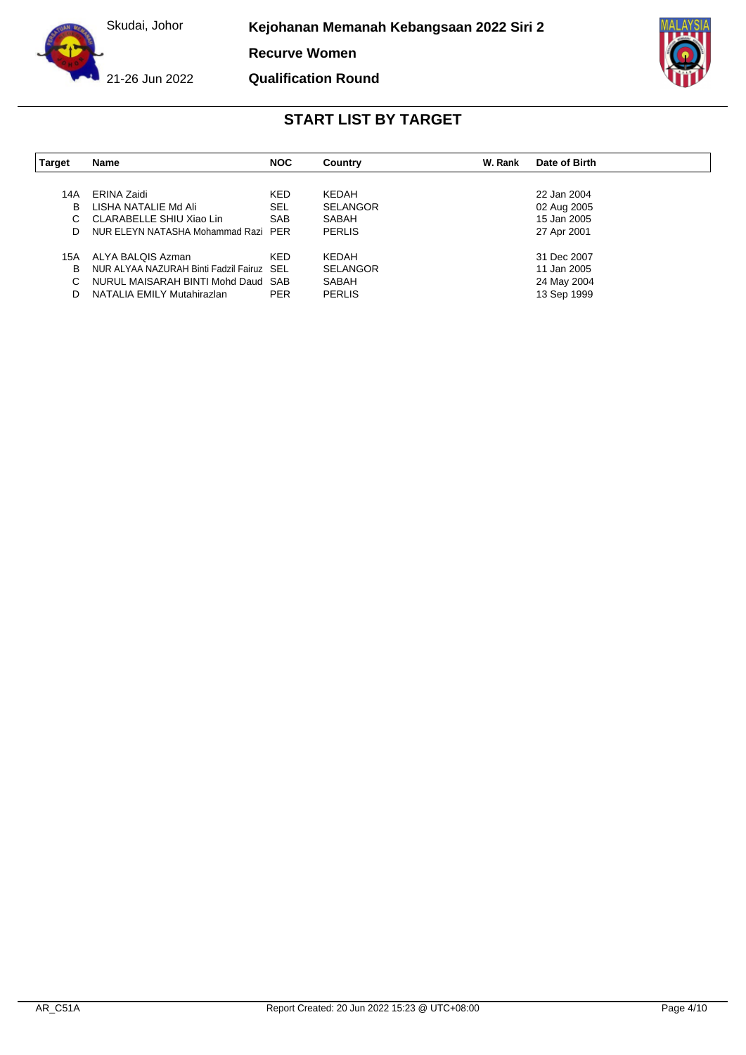Skudai, Johor

21-26 Jun 2022

**Kejohanan Memanah Kebangsaan 2022 Siri 2**

**Recurve Women**

**Qualification Round**

## START LIST BY TARGET

| Target | Name | NOC | Country | W. Rank | Date of Birth |
|---|---|---|---|---|---|
| 14A | ERINA Zaidi | KED | KEDAH | | 22 Jan 2004 |
| B | LISHA NATALIE Md Ali | SEL | SELANGOR | | 02 Aug 2005 |
| C | CLARABELLE SHIU Xiao Lin | SAB | SABAH | | 15 Jan 2005 |
| D | NUR ELEYN NATASHA Mohammad Razi | PER | PERLIS | | 27 Apr 2001 |
| 15A | ALYA BALQIS Azman | KED | KEDAH | | 31 Dec 2007 |
| B | NUR ALYAA NAZURAH Binti Fadzil Fairuz | SEL | SELANGOR | | 11 Jan 2005 |
| C | NURUL MAISARAH BINTI Mohd Daud | SAB | SABAH | | 24 May 2004 |
| D | NATALIA EMILY Mutahirazlan | PER | PERLIS | | 13 Sep 1999 |

AR_C51A Report Created: 20 Jun 2022 15:23 @ UTC+08:00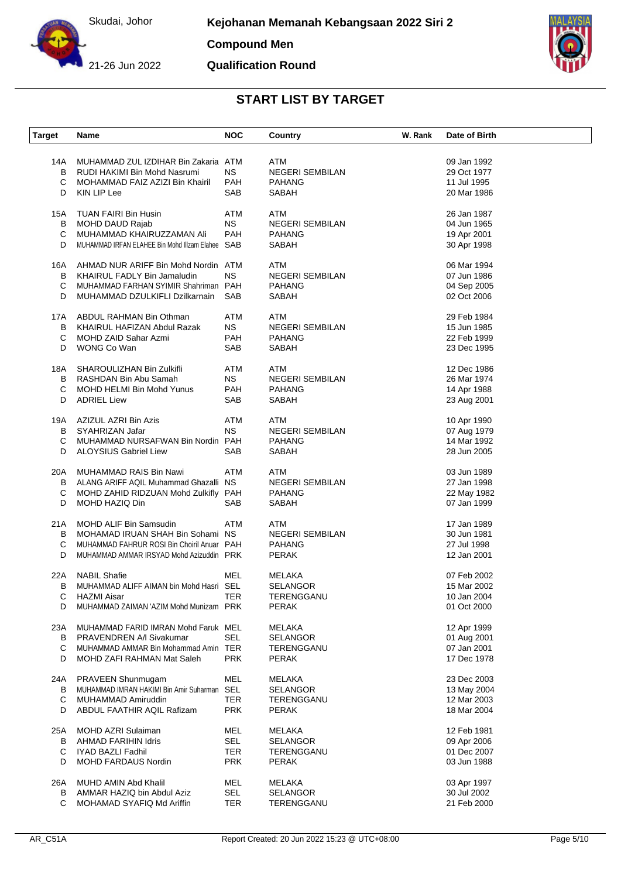Skudai, Johor

21-26 Jun 2022

**Kejohanan Memanah Kebangsaan 2022 Siri 2**

**Compound Men**

**Qualification Round**

## START LIST BY TARGET

| Target | Name | NOC | Country | W. Rank | Date of Birth |
|---|---|---|---|---|---|
| 14A | MUHAMMAD ZUL IZDIHAR Bin Zakaria | ATM | ATM | | 09 Jan 1992 |
| B | RUDI HAKIMI Bin Mohd Nasrumi | NS | NEGERI SEMBILAN | | 29 Oct 1977 |
| C | MOHAMMAD FAIZ AZIZI Bin Khairil | PAH | PAHANG | | 11 Jul 1995 |
| D | KIN LIP Lee | SAB | SABAH | | 20 Mar 1986 |
| 15A | TUAN FAIRI Bin Husin | ATM | ATM | | 26 Jan 1987 |
| B | MOHD DAUD Rajab | NS | NEGERI SEMBILAN | | 04 Jun 1965 |
| C | MUHAMMAD KHAIRUZZAMAN Ali | PAH | PAHANG | | 19 Apr 2001 |
| D | MUHAMMAD IRFAN ELAHEE Bin Mohd Illzam Elahee | SAB | SABAH | | 30 Apr 1998 |
| 16A | AHMAD NUR ARIFF Bin Mohd Nordin | ATM | ATM | | 06 Mar 1994 |
| B | KHAIRUL FADLY Bin Jamaludin | NS | NEGERI SEMBILAN | | 07 Jun 1986 |
| C | MUHAMMAD FARHAN SYIMIR Shahriman | PAH | PAHANG | | 04 Sep 2005 |
| D | MUHAMMAD DZULKIFLI Dzilkarnain | SAB | SABAH | | 02 Oct 2006 |
| 17A | ABDUL RAHMAN Bin Othman | ATM | ATM | | 29 Feb 1984 |
| B | KHAIRUL HAFIZAN Abdul Razak | NS | NEGERI SEMBILAN | | 15 Jun 1985 |
| C | MOHD ZAID Sahar Azmi | PAH | PAHANG | | 22 Feb 1999 |
| D | WONG Co Wan | SAB | SABAH | | 23 Dec 1995 |
| 18A | SHAROULIZHAN Bin Zulkifli | ATM | ATM | | 12 Dec 1986 |
| B | RASHDAN Bin Abu Samah | NS | NEGERI SEMBILAN | | 26 Mar 1974 |
| C | MOHD HELMI Bin Mohd Yunus | PAH | PAHANG | | 14 Apr 1988 |
| D | ADRIEL Liew | SAB | SABAH | | 23 Aug 2001 |
| 19A | AZIZUL AZRI Bin Azis | ATM | ATM | | 10 Apr 1990 |
| B | SYAHRIZAN Jafar | NS | NEGERI SEMBILAN | | 07 Aug 1979 |
| C | MUHAMMAD NURSAFWAN Bin Nordin | PAH | PAHANG | | 14 Mar 1992 |
| D | ALOYSIUS Gabriel Liew | SAB | SABAH | | 28 Jun 2005 |
| 20A | MUHAMMAD RAIS Bin Nawi | ATM | ATM | | 03 Jun 1989 |
| B | ALANG ARIFF AQIL Muhammad Ghazalli | NS | NEGERI SEMBILAN | | 27 Jan 1998 |
| C | MOHD ZAHID RIDZUAN Mohd Zulkifly | PAH | PAHANG | | 22 May 1982 |
| D | MOHD HAZIQ Din | SAB | SABAH | | 07 Jan 1999 |
| 21A | MOHD ALIF Bin Samsudin | ATM | ATM | | 17 Jan 1989 |
| B | MOHAMAD IRUAN SHAH Bin Sohami | NS | NEGERI SEMBILAN | | 30 Jun 1981 |
| C | MUHAMMAD FAHRUR ROSI Bin Choiril Anuar | PAH | PAHANG | | 27 Jul 1998 |
| D | MUHAMMAD AMMAR IRSYAD Mohd Azizuddin | PRK | PERAK | | 12 Jan 2001 |
| 22A | NABIL Shafie | MEL | MELAKA | | 07 Feb 2002 |
| B | MUHAMMAD ALIFF AIMAN bin Mohd Hasri | SEL | SELANGOR | | 15 Mar 2002 |
| C | HAZMI Aisar | TER | TERENGGANU | | 10 Jan 2004 |
| D | MUHAMMAD ZAIMAN 'AZIM Mohd Munizam | PRK | PERAK | | 01 Oct 2000 |
| 23A | MUHAMMAD FARID IMRAN Mohd Faruk | MEL | MELAKA | | 12 Apr 1999 |
| B | PRAVENDREN A/l Sivakumar | SEL | SELANGOR | | 01 Aug 2001 |
| C | MUHAMMAD AMMAR Bin Mohammad Amin | TER | TERENGGANU | | 07 Jan 2001 |
| D | MOHD ZAFI RAHMAN Mat Saleh | PRK | PERAK | | 17 Dec 1978 |
| 24A | PRAVEEN Shunmugam | MEL | MELAKA | | 23 Dec 2003 |
| B | MUHAMMAD IMRAN HAKIMI Bin Amir Suharman | SEL | SELANGOR | | 13 May 2004 |
| C | MUHAMMAD Amiruddin | TER | TERENGGANU | | 12 Mar 2003 |
| D | ABDUL FAATHIR AQIL Rafizam | PRK | PERAK | | 18 Mar 2004 |
| 25A | MOHD AZRI Sulaiman | MEL | MELAKA | | 12 Feb 1981 |
| B | AHMAD FARIHIN Idris | SEL | SELANGOR | | 09 Apr 2006 |
| C | IYAD BAZLI Fadhil | TER | TERENGGANU | | 01 Dec 2007 |
| D | MOHD FARDAUS Nordin | PRK | PERAK | | 03 Jun 1988 |
| 26A | MUHD AMIN Abd Khalil | MEL | MELAKA | | 03 Apr 1997 |
| B | AMMAR HAZIQ bin Abdul Aziz | SEL | SELANGOR | | 30 Jul 2002 |
| C | MOHAMAD SYAFIQ Md Ariffin | TER | TERENGGANU | | 21 Feb 2000 |

AR_C51A Report Created: 20 Jun 2022 15:23 @ UTC+08:00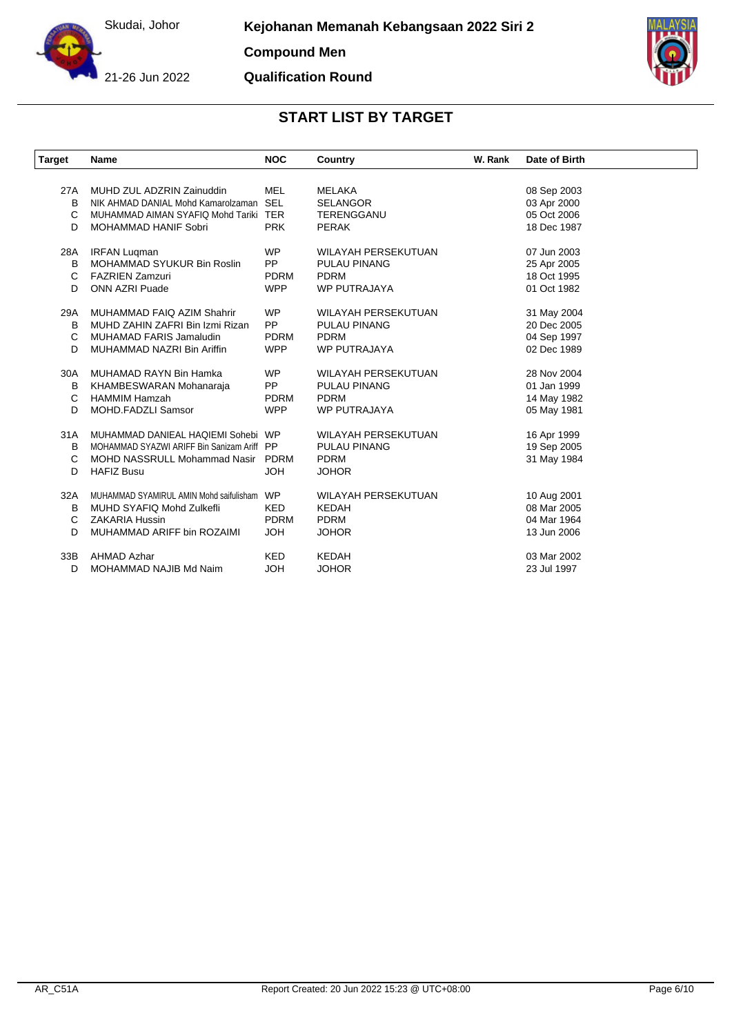Skudai, Johor

21-26 Jun 2022

**Kejohanan Memanah Kebangsaan 2022 Siri 2**

**Compound Men**

**Qualification Round**

## START LIST BY TARGET

| Target | Name | NOC | Country | W. Rank | Date of Birth |
|---|---|---|---|---|---|
| 27A | MUHD ZUL ADZRIN Zainuddin | MEL | MELAKA | | 08 Sep 2003 |
| B | NIK AHMAD DANIAL Mohd Kamarolzaman | SEL | SELANGOR | | 03 Apr 2000 |
| C | MUHAMMAD AIMAN SYAFIQ Mohd Tariki | TER | TERENGGANU | | 05 Oct 2006 |
| D | MOHAMMAD HANIF Sobri | PRK | PERAK | | 18 Dec 1987 |
| 28A | IRFAN Luqman | WP | WILAYAH PERSEKUTUAN | | 07 Jun 2003 |
| B | MOHAMMAD SYUKUR Bin Roslin | PP | PULAU PINANG | | 25 Apr 2005 |
| C | FAZRIEN Zamzuri | PDRM | PDRM | | 18 Oct 1995 |
| D | ONN AZRI Puade | WPP | WP PUTRAJAYA | | 01 Oct 1982 |
| 29A | MUHAMMAD FAIQ AZIM Shahrir | WP | WILAYAH PERSEKUTUAN | | 31 May 2004 |
| B | MUHD ZAHIN ZAFRI Bin Izmi Rizan | PP | PULAU PINANG | | 20 Dec 2005 |
| C | MUHAMAD FARIS Jamaludin | PDRM | PDRM | | 04 Sep 1997 |
| D | MUHAMMAD NAZRI Bin Ariffin | WPP | WP PUTRAJAYA | | 02 Dec 1989 |
| 30A | MUHAMAD RAYN Bin Hamka | WP | WILAYAH PERSEKUTUAN | | 28 Nov 2004 |
| B | KHAMBESWARAN Mohanaraja | PP | PULAU PINANG | | 01 Jan 1999 |
| C | HAMMIM Hamzah | PDRM | PDRM | | 14 May 1982 |
| D | MOHD.FADZLI Samsor | WPP | WP PUTRAJAYA | | 05 May 1981 |
| 31A | MUHAMMAD DANIEAL HAQIEMI Sohebi | WP | WILAYAH PERSEKUTUAN | | 16 Apr 1999 |
| B | MOHAMMAD SYAZWI ARIFF Bin Sanizam Ariff | PP | PULAU PINANG | | 19 Sep 2005 |
| C | MOHD NASSRULL Mohammad Nasir | PDRM | PDRM | | 31 May 1984 |
| D | HAFIZ Busu | JOH | JOHOR | | |
| 32A | MUHAMMAD SYAMIRUL AMIN Mohd saifulisham | WP | WILAYAH PERSEKUTUAN | | 10 Aug 2001 |
| B | MUHD SYAFIQ Mohd Zulkefli | KED | KEDAH | | 08 Mar 2005 |
| C | ZAKARIA Hussin | PDRM | PDRM | | 04 Mar 1964 |
| D | MUHAMMAD ARIFF bin ROZAIMI | JOH | JOHOR | | 13 Jun 2006 |
| 33B | AHMAD Azhar | KED | KEDAH | | 03 Mar 2002 |
| D | MOHAMMAD NAJIB Md Naim | JOH | JOHOR | | 23 Jul 1997 |

AR_C51A Report Created: 20 Jun 2022 15:23 @ UTC+08:00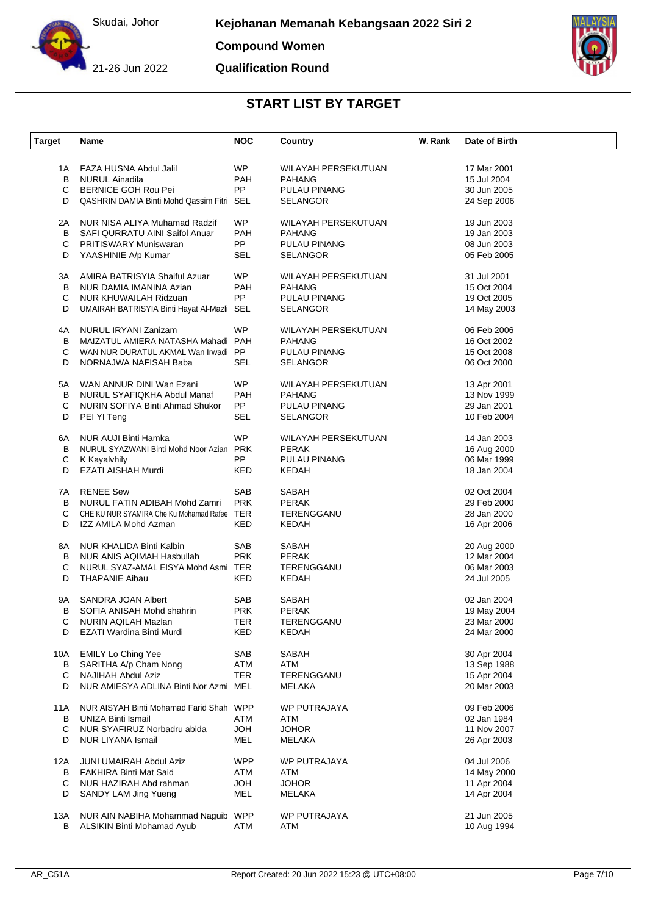Skudai, Johor

21-26 Jun 2022

**Kejohanan Memanah Kebangsaan 2022 Siri 2**

**Compound Women**

**Qualification Round**

## START LIST BY TARGET

| Target | Name | NOC | Country | W. Rank | Date of Birth |
|---|---|---|---|---|---|
| 1A | FAZA HUSNA Abdul Jalil | WP | WILAYAH PERSEKUTUAN | | 17 Mar 2001 |
| B | NURUL Ainadila | PAH | PAHANG | | 15 Jul 2004 |
| C | BERNICE GOH Rou Pei | PP | PULAU PINANG | | 30 Jun 2005 |
| D | QASHRIN DAMIA Binti Mohd Qassim Fitri | SEL | SELANGOR | | 24 Sep 2006 |
| 2A | NUR NISA ALIYA Muhamad Radzif | WP | WILAYAH PERSEKUTUAN | | 19 Jun 2003 |
| B | SAFI QURRATU AINI Saifol Anuar | PAH | PAHANG | | 19 Jan 2003 |
| C | PRITISWARY Muniswaran | PP | PULAU PINANG | | 08 Jun 2003 |
| D | YAASHINIE A/p Kumar | SEL | SELANGOR | | 05 Feb 2005 |
| 3A | AMIRA BATRISYIA Shaiful Azuar | WP | WILAYAH PERSEKUTUAN | | 31 Jul 2001 |
| B | NUR DAMIA IMANINA Azian | PAH | PAHANG | | 15 Oct 2004 |
| C | NUR KHUWAILAH Ridzuan | PP | PULAU PINANG | | 19 Oct 2005 |
| D | UMAIRAH BATRISYIA Binti Hayat Al-Mazli | SEL | SELANGOR | | 14 May 2003 |
| 4A | NURUL IRYANI Zanizam | WP | WILAYAH PERSEKUTUAN | | 06 Feb 2006 |
| B | MAIZATUL AMIERA NATASHA Mahadi | PAH | PAHANG | | 16 Oct 2002 |
| C | WAN NUR DURATUL AKMAL Wan Irwadi | PP | PULAU PINANG | | 15 Oct 2008 |
| D | NORNAJWA NAFISAH Baba | SEL | SELANGOR | | 06 Oct 2000 |
| 5A | WAN ANNUR DINI Wan Ezani | WP | WILAYAH PERSEKUTUAN | | 13 Apr 2001 |
| B | NURUL SYAFIQKHA Abdul Manaf | PAH | PAHANG | | 13 Nov 1999 |
| C | NURIN SOFIYA Binti Ahmad Shukor | PP | PULAU PINANG | | 29 Jan 2001 |
| D | PEI YI Teng | SEL | SELANGOR | | 10 Feb 2004 |
| 6A | NUR AUJI Binti Hamka | WP | WILAYAH PERSEKUTUAN | | 14 Jan 2003 |
| B | NURUL SYAZWANI Binti Mohd Noor Azian | PRK | PERAK | | 16 Aug 2000 |
| C | K Kayalvhily | PP | PULAU PINANG | | 06 Mar 1999 |
| D | EZATI AISHAH Murdi | KED | KEDAH | | 18 Jan 2004 |
| 7A | RENEE Sew | SAB | SABAH | | 02 Oct 2004 |
| B | NURUL FATIN ADIBAH Mohd Zamri | PRK | PERAK | | 29 Feb 2000 |
| C | CHE KU NUR SYAMIRA Che Ku Mohamad Rafee | TER | TERENGGANU | | 28 Jan 2000 |
| D | IZZ AMILA Mohd Azman | KED | KEDAH | | 16 Apr 2006 |
| 8A | NUR KHALIDA Binti Kalbin | SAB | SABAH | | 20 Aug 2000 |
| B | NUR ANIS AQIMAH Hasbullah | PRK | PERAK | | 12 Mar 2004 |
| C | NURUL SYAZ-AMAL EISYA Mohd Asmi | TER | TERENGGANU | | 06 Mar 2003 |
| D | THAPANIE Aibau | KED | KEDAH | | 24 Jul 2005 |
| 9A | SANDRA JOAN Albert | SAB | SABAH | | 02 Jan 2004 |
| B | SOFIA ANISAH Mohd shahrin | PRK | PERAK | | 19 May 2004 |
| C | NURIN AQILAH Mazlan | TER | TERENGGANU | | 23 Mar 2000 |
| D | EZATI Wardina Binti Murdi | KED | KEDAH | | 24 Mar 2000 |
| 10A | EMILY Lo Ching Yee | SAB | SABAH | | 30 Apr 2004 |
| B | SARITHA A/p Cham Nong | ATM | ATM | | 13 Sep 1988 |
| C | NAJIHAH Abdul Aziz | TER | TERENGGANU | | 15 Apr 2004 |
| D | NUR AMIESYA ADLINA Binti Nor Azmi | MEL | MELAKA | | 20 Mar 2003 |
| 11A | NUR AISYAH Binti Mohamad Farid Shah | WPP | WP PUTRAJAYA | | 09 Feb 2006 |
| B | UNIZA Binti Ismail | ATM | ATM | | 02 Jan 1984 |
| C | NUR SYAFIRUZ Norbadru abida | JOH | JOHOR | | 11 Nov 2007 |
| D | NUR LIYANA Ismail | MEL | MELAKA | | 26 Apr 2003 |
| 12A | JUNI UMAIRAH Abdul Aziz | WPP | WP PUTRAJAYA | | 04 Jul 2006 |
| B | FAKHIRA Binti Mat Said | ATM | ATM | | 14 May 2000 |
| C | NUR HAZIRAH Abd rahman | JOH | JOHOR | | 11 Apr 2004 |
| D | SANDY LAM Jing Yueng | MEL | MELAKA | | 14 Apr 2004 |
| 13A | NUR AIN NABIHA Mohammad Naguib | WPP | WP PUTRAJAYA | | 21 Jun 2005 |
| B | ALSIKIN Binti Mohamad Ayub | ATM | ATM | | 10 Aug 1994 |

AR_C51A — Report Created: 20 Jun 2022 15:23 @ UTC+08:00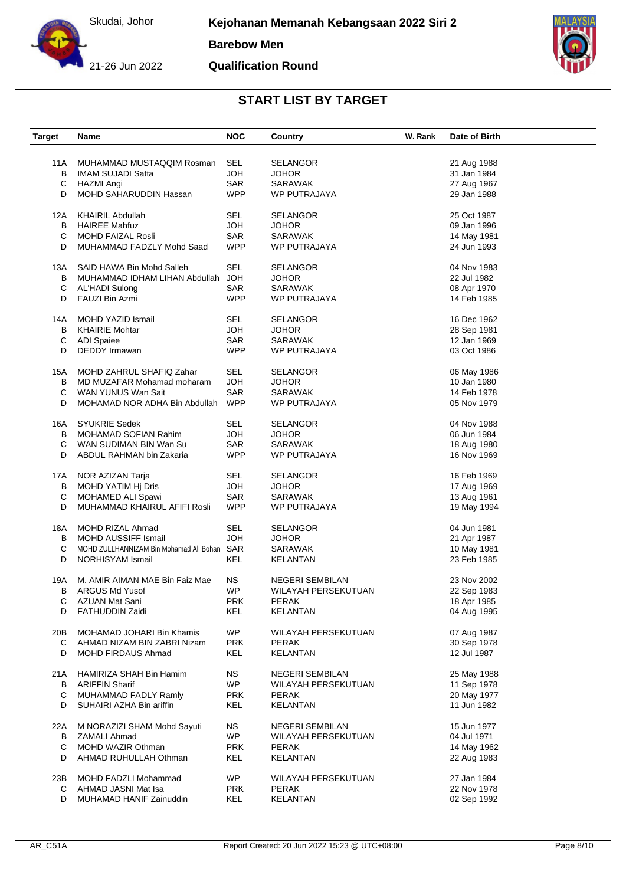Skudai, Johor

21-26 Jun 2022

**Kejohanan Memanah Kebangsaan 2022 Siri 2**

**Barebow Men**

**Qualification Round**

## START LIST BY TARGET

| Target | Name | NOC | Country | W. Rank | Date of Birth |
|---|---|---|---|---|---|
| 11A | MUHAMMAD MUSTAQQIM Rosman | SEL | SELANGOR | | 21 Aug 1988 |
| B | IMAM SUJADI Satta | JOH | JOHOR | | 31 Jan 1984 |
| C | HAZMI Angi | SAR | SARAWAK | | 27 Aug 1967 |
| D | MOHD SAHARUDDIN Hassan | WPP | WP PUTRAJAYA | | 29 Jan 1988 |
| 12A | KHAIRIL Abdullah | SEL | SELANGOR | | 25 Oct 1987 |
| B | HAIREE Mahfuz | JOH | JOHOR | | 09 Jan 1996 |
| C | MOHD FAIZAL Rosli | SAR | SARAWAK | | 14 May 1981 |
| D | MUHAMMAD FADZLY Mohd Saad | WPP | WP PUTRAJAYA | | 24 Jun 1993 |
| 13A | SAID HAWA Bin Mohd Salleh | SEL | SELANGOR | | 04 Nov 1983 |
| B | MUHAMMAD IDHAM LIHAN Abdullah | JOH | JOHOR | | 22 Jul 1982 |
| C | AL'HADI Sulong | SAR | SARAWAK | | 08 Apr 1970 |
| D | FAUZI Bin Azmi | WPP | WP PUTRAJAYA | | 14 Feb 1985 |
| 14A | MOHD YAZID Ismail | SEL | SELANGOR | | 16 Dec 1962 |
| B | KHAIRIE Mohtar | JOH | JOHOR | | 28 Sep 1981 |
| C | ADI Spaiee | SAR | SARAWAK | | 12 Jan 1969 |
| D | DEDDY Irmawan | WPP | WP PUTRAJAYA | | 03 Oct 1986 |
| 15A | MOHD ZAHRUL SHAFIQ Zahar | SEL | SELANGOR | | 06 May 1986 |
| B | MD MUZAFAR Mohamad moharam | JOH | JOHOR | | 10 Jan 1980 |
| C | WAN YUNUS Wan Sait | SAR | SARAWAK | | 14 Feb 1978 |
| D | MOHAMAD NOR ADHA Bin Abdullah | WPP | WP PUTRAJAYA | | 05 Nov 1979 |
| 16A | SYUKRIE Sedek | SEL | SELANGOR | | 04 Nov 1988 |
| B | MOHAMAD SOFIAN Rahim | JOH | JOHOR | | 06 Jun 1984 |
| C | WAN SUDIMAN BIN Wan Su | SAR | SARAWAK | | 18 Aug 1980 |
| D | ABDUL RAHMAN bin Zakaria | WPP | WP PUTRAJAYA | | 16 Nov 1969 |
| 17A | NOR AZIZAN Tarja | SEL | SELANGOR | | 16 Feb 1969 |
| B | MOHD YATIM Hj Dris | JOH | JOHOR | | 17 Aug 1969 |
| C | MOHAMED ALI Spawi | SAR | SARAWAK | | 13 Aug 1961 |
| D | MUHAMMAD KHAIRUL AFIFI Rosli | WPP | WP PUTRAJAYA | | 19 May 1994 |
| 18A | MOHD RIZAL Ahmad | SEL | SELANGOR | | 04 Jun 1981 |
| B | MOHD AUSSIFF Ismail | JOH | JOHOR | | 21 Apr 1987 |
| C | MOHD ZULLHANNIZAM Bin Mohamad Ali Bohan | SAR | SARAWAK | | 10 May 1981 |
| D | NORHISYAM Ismail | KEL | KELANTAN | | 23 Feb 1985 |
| 19A | M. AMIR AIMAN MAE Bin Faiz Mae | NS | NEGERI SEMBILAN | | 23 Nov 2002 |
| B | ARGUS Md Yusof | WP | WILAYAH PERSEKUTUAN | | 22 Sep 1983 |
| C | AZUAN Mat Sani | PRK | PERAK | | 18 Apr 1985 |
| D | FATHUDDIN Zaidi | KEL | KELANTAN | | 04 Aug 1995 |
| 20B | MOHAMAD JOHARI Bin Khamis | WP | WILAYAH PERSEKUTUAN | | 07 Aug 1987 |
| C | AHMAD NIZAM BIN ZABRI Nizam | PRK | PERAK | | 30 Sep 1978 |
| D | MOHD FIRDAUS Ahmad | KEL | KELANTAN | | 12 Jul 1987 |
| 21A | HAMIRIZA SHAH Bin Hamim | NS | NEGERI SEMBILAN | | 25 May 1988 |
| B | ARIFFIN Sharif | WP | WILAYAH PERSEKUTUAN | | 11 Sep 1978 |
| C | MUHAMMAD FADLY Ramly | PRK | PERAK | | 20 May 1977 |
| D | SUHAIRI AZHA Bin ariffin | KEL | KELANTAN | | 11 Jun 1982 |
| 22A | M NORAZIZI SHAM Mohd Sayuti | NS | NEGERI SEMBILAN | | 15 Jun 1977 |
| B | ZAMALI Ahmad | WP | WILAYAH PERSEKUTUAN | | 04 Jul 1971 |
| C | MOHD WAZIR Othman | PRK | PERAK | | 14 May 1962 |
| D | AHMAD RUHULLAH Othman | KEL | KELANTAN | | 22 Aug 1983 |
| 23B | MOHD FADZLI Mohammad | WP | WILAYAH PERSEKUTUAN | | 27 Jan 1984 |
| C | AHMAD JASNI Mat Isa | PRK | PERAK | | 22 Nov 1978 |
| D | MUHAMAD HANIF Zainuddin | KEL | KELANTAN | | 02 Sep 1992 |

AR_C51A

Report Created: 20 Jun 2022 15:23 @ UTC+08:00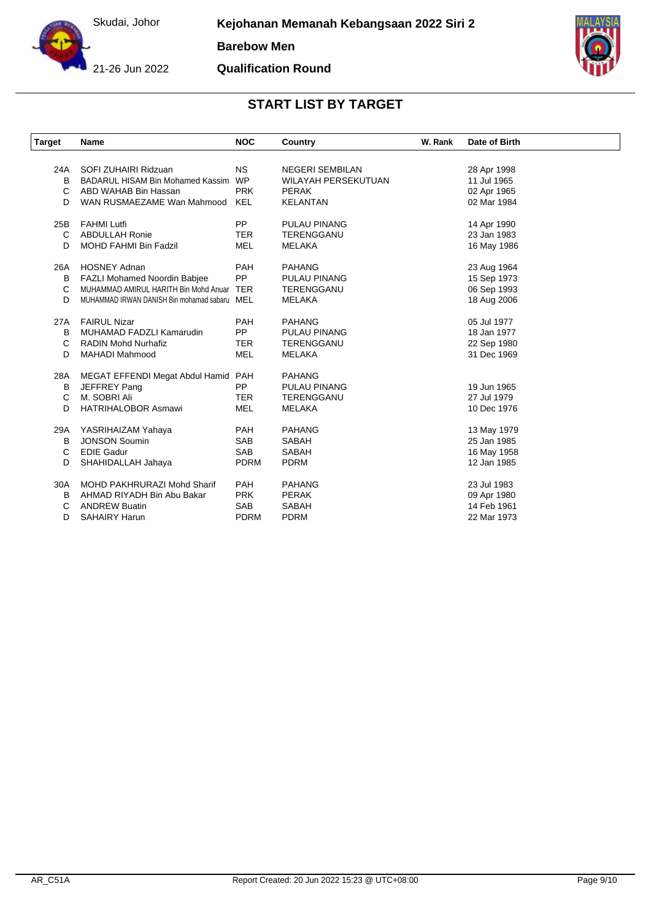Skudai, Johor

21-26 Jun 2022

**Kejohanan Memanah Kebangsaan 2022 Siri 2**

**Barebow Men**

**Qualification Round**

## START LIST BY TARGET

| Target | Name | NOC | Country | W. Rank | Date of Birth |
|---|---|---|---|---|---|
| 24A | SOFI ZUHAIRI Ridzuan | NS | NEGERI SEMBILAN | | 28 Apr 1998 |
| B | BADARUL HISAM Bin Mohamed Kassim | WP | WILAYAH PERSEKUTUAN | | 11 Jul 1965 |
| C | ABD WAHAB Bin Hassan | PRK | PERAK | | 02 Apr 1965 |
| D | WAN RUSMAEZAME Wan Mahmood | KEL | KELANTAN | | 02 Mar 1984 |
| 25B | FAHMI Lutfi | PP | PULAU PINANG | | 14 Apr 1990 |
| C | ABDULLAH Ronie | TER | TERENGGANU | | 23 Jan 1983 |
| D | MOHD FAHMI Bin Fadzil | MEL | MELAKA | | 16 May 1986 |
| 26A | HOSNEY Adnan | PAH | PAHANG | | 23 Aug 1964 |
| B | FAZLI Mohamed Noordin Babjee | PP | PULAU PINANG | | 15 Sep 1973 |
| C | MUHAMMAD AMIRUL HARITH Bin Mohd Anuar | TER | TERENGGANU | | 06 Sep 1993 |
| D | MUHAMMAD IRWAN DANISH Bin mohamad sabaru | MEL | MELAKA | | 18 Aug 2006 |
| 27A | FAIRUL Nizar | PAH | PAHANG | | 05 Jul 1977 |
| B | MUHAMAD FADZLI Kamarudin | PP | PULAU PINANG | | 18 Jan 1977 |
| C | RADIN Mohd Nurhafiz | TER | TERENGGANU | | 22 Sep 1980 |
| D | MAHADI Mahmood | MEL | MELAKA | | 31 Dec 1969 |
| 28A | MEGAT EFFENDI Megat Abdul Hamid | PAH | PAHANG | | |
| B | JEFFREY Pang | PP | PULAU PINANG | | 19 Jun 1965 |
| C | M. SOBRI Ali | TER | TERENGGANU | | 27 Jul 1979 |
| D | HATRIHALOBOR Asmawi | MEL | MELAKA | | 10 Dec 1976 |
| 29A | YASRIHAIZAM Yahaya | PAH | PAHANG | | 13 May 1979 |
| B | JONSON Soumin | SAB | SABAH | | 25 Jan 1985 |
| C | EDIE Gadur | SAB | SABAH | | 16 May 1958 |
| D | SHAHIDALLAH Jahaya | PDRM | PDRM | | 12 Jan 1985 |
| 30A | MOHD PAKHRURAZI Mohd Sharif | PAH | PAHANG | | 23 Jul 1983 |
| B | AHMAD RIYADH Bin Abu Bakar | PRK | PERAK | | 09 Apr 1980 |
| C | ANDREW Buatin | SAB | SABAH | | 14 Feb 1961 |
| D | SAHAIRY Harun | PDRM | PDRM | | 22 Mar 1973 |

AR_C51A

Report Created: 20 Jun 2022 15:23 @ UTC+08:00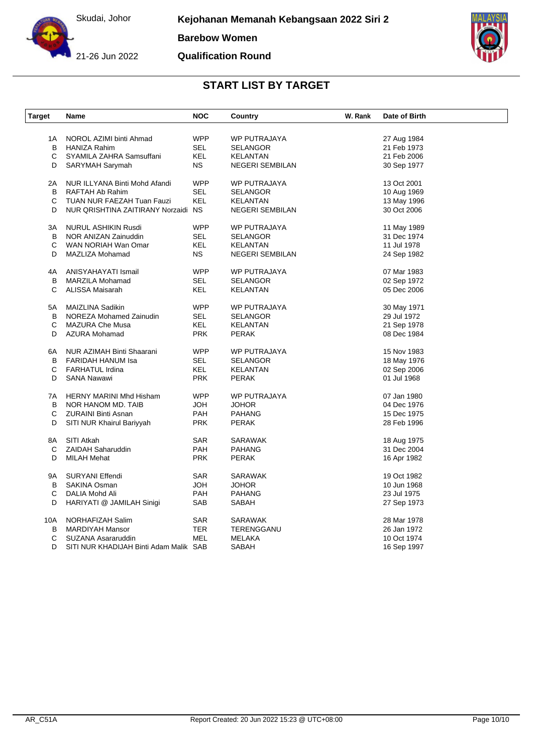Skudai, Johor

21-26 Jun 2022

**Kejohanan Memanah Kebangsaan 2022 Siri 2**

**Barebow Women**

**Qualification Round**

## START LIST BY TARGET

| Target | Name | NOC | Country | W. Rank | Date of Birth |
|---|---|---|---|---|---|
| 1A | NOROL AZIMI binti Ahmad | WPP | WP PUTRAJAYA | | 27 Aug 1984 |
| B | HANIZA Rahim | SEL | SELANGOR | | 21 Feb 1973 |
| C | SYAMILA ZAHRA Samsuffani | KEL | KELANTAN | | 21 Feb 2006 |
| D | SARYMAH Sarymah | NS | NEGERI SEMBILAN | | 30 Sep 1977 |
| 2A | NUR ILLYANA Binti Mohd Afandi | WPP | WP PUTRAJAYA | | 13 Oct 2001 |
| B | RAFTAH Ab Rahim | SEL | SELANGOR | | 10 Aug 1969 |
| C | TUAN NUR FAEZAH Tuan Fauzi | KEL | KELANTAN | | 13 May 1996 |
| D | NUR QRISHTINA ZAITIRANY Norzaidi | NS | NEGERI SEMBILAN | | 30 Oct 2006 |
| 3A | NURUL ASHIKIN Rusdi | WPP | WP PUTRAJAYA | | 11 May 1989 |
| B | NOR ANIZAN Zainuddin | SEL | SELANGOR | | 31 Dec 1974 |
| C | WAN NORIAH Wan Omar | KEL | KELANTAN | | 11 Jul 1978 |
| D | MAZLIZA Mohamad | NS | NEGERI SEMBILAN | | 24 Sep 1982 |
| 4A | ANISYAHAYATI Ismail | WPP | WP PUTRAJAYA | | 07 Mar 1983 |
| B | MARZILA Mohamad | SEL | SELANGOR | | 02 Sep 1972 |
| C | ALISSA Maisarah | KEL | KELANTAN | | 05 Dec 2006 |
| 5A | MAIZLINA Sadikin | WPP | WP PUTRAJAYA | | 30 May 1971 |
| B | NOREZA Mohamed Zainudin | SEL | SELANGOR | | 29 Jul 1972 |
| C | MAZURA Che Musa | KEL | KELANTAN | | 21 Sep 1978 |
| D | AZURA Mohamad | PRK | PERAK | | 08 Dec 1984 |
| 6A | NUR AZIMAH Binti Shaarani | WPP | WP PUTRAJAYA | | 15 Nov 1983 |
| B | FARIDAH HANUM Isa | SEL | SELANGOR | | 18 May 1976 |
| C | FARHATUL Irdina | KEL | KELANTAN | | 02 Sep 2006 |
| D | SANA Nawawi | PRK | PERAK | | 01 Jul 1968 |
| 7A | HERNY MARINI Mhd Hisham | WPP | WP PUTRAJAYA | | 07 Jan 1980 |
| B | NOR HANOM MD. TAIB | JOH | JOHOR | | 04 Dec 1976 |
| C | ZURAINI Binti Asnan | PAH | PAHANG | | 15 Dec 1975 |
| D | SITI NUR Khairul Bariyyah | PRK | PERAK | | 28 Feb 1996 |
| 8A | SITI Atkah | SAR | SARAWAK | | 18 Aug 1975 |
| C | ZAIDAH Saharuddin | PAH | PAHANG | | 31 Dec 2004 |
| D | MILAH Mehat | PRK | PERAK | | 16 Apr 1982 |
| 9A | SURYANI Effendi | SAR | SARAWAK | | 19 Oct 1982 |
| B | SAKINA Osman | JOH | JOHOR | | 10 Jun 1968 |
| C | DALIA Mohd Ali | PAH | PAHANG | | 23 Jul 1975 |
| D | HARIYATI @ JAMILAH Sinigi | SAB | SABAH | | 27 Sep 1973 |
| 10A | NORHAFIZAH Salim | SAR | SARAWAK | | 28 Mar 1978 |
| B | MARDIYAH Mansor | TER | TERENGGANU | | 26 Jan 1972 |
| C | SUZANA Asararuddin | MEL | MELAKA | | 10 Oct 1974 |
| D | SITI NUR KHADIJAH Binti Adam Malik | SAB | SABAH | | 16 Sep 1997 |

AR_C51A

Report Created: 20 Jun 2022 15:23 @ UTC+08:00